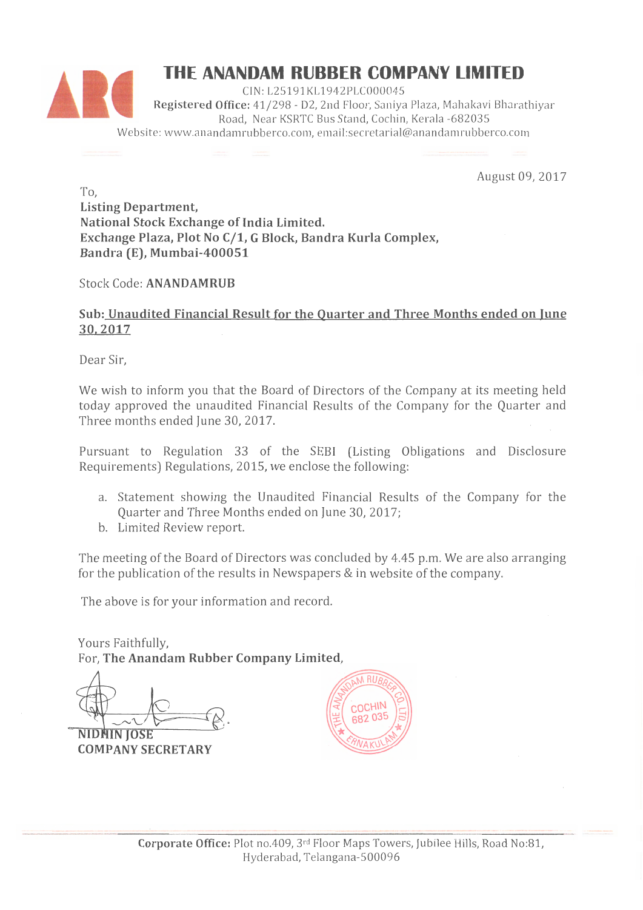# THE ANANDAM RUBBER COMPANY LIMITED

CIN: L25191KL1942PLC000045
**Registered Office:** 41/298 - D2, 2nd Floor, Saniya Plaza, Mahakavi Bharathiyar Road, Near KSRTC Bus Stand, Cochin, Kerala -682035
Website: www.anandamrubberco.com, email:secretarial@anandamrubberco.com

August 09, 2017

To,
**Listing Department,**
**National Stock Exchange of India Limited.**
**Exchange Plaza, Plot No C/1, G Block, Bandra Kurla Complex,**
**Bandra (E), Mumbai-400051**

Stock Code: **ANANDAMRUB**

**Sub: Unaudited Financial Result for the Quarter and Three Months ended on June 30, 2017**

Dear Sir,

We wish to inform you that the Board of Directors of the Company at its meeting held today approved the unaudited Financial Results of the Company for the Quarter and Three months ended June 30, 2017.

Pursuant to Regulation 33 of the SEBI (Listing Obligations and Disclosure Requirements) Regulations, 2015, we enclose the following:

a. Statement showing the Unaudited Financial Results of the Company for the Quarter and Three Months ended on June 30, 2017;
b. Limited Review report.

The meeting of the Board of Directors was concluded by 4.45 p.m. We are also arranging for the publication of the results in Newspapers & in website of the company.

The above is for your information and record.

Yours Faithfully,
For, **The Anandam Rubber Company Limited,**

**NIDHIN JOSE**
**COMPANY SECRETARY**

**Corporate Office:** Plot no.409, 3rd Floor Maps Towers, Jubilee Hills, Road No:81, Hyderabad, Telangana-500096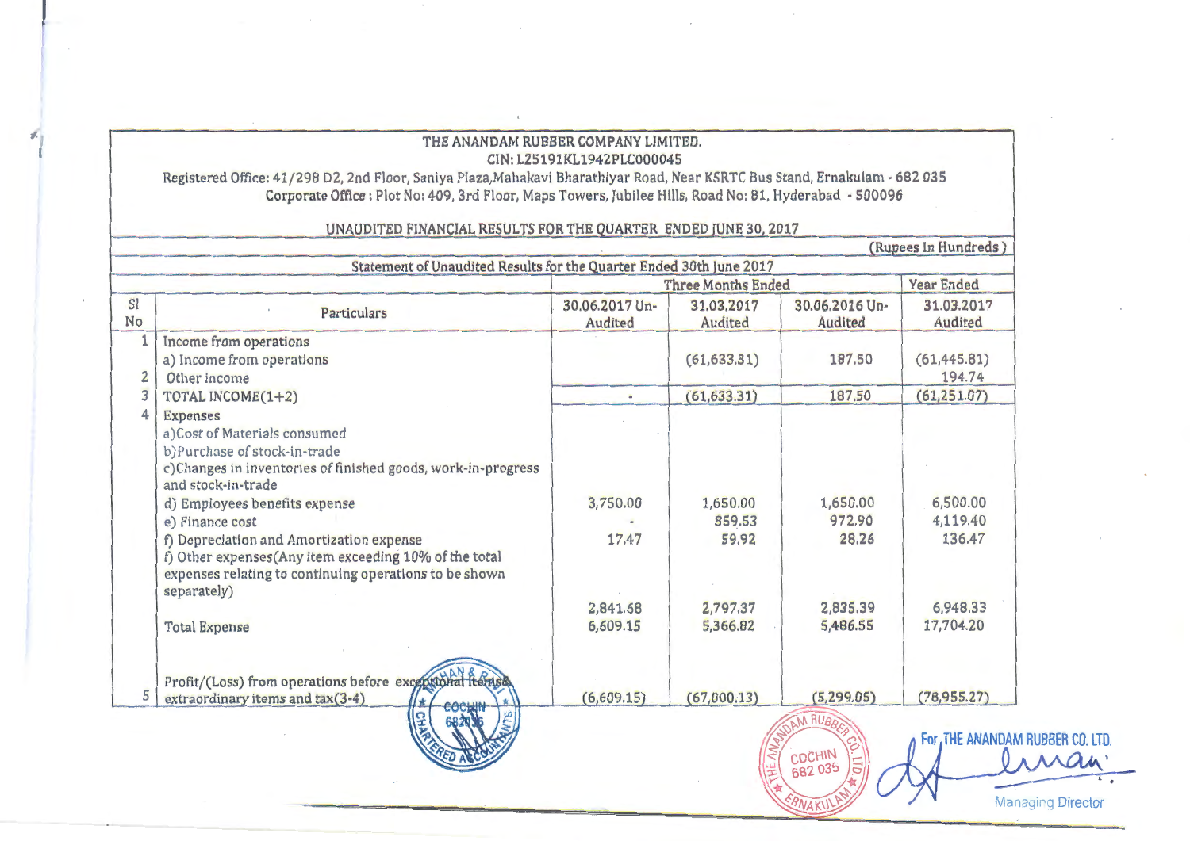# THE ANANDAM RUBBER COMPANY LIMITED.

CIN: L25191KL1942PLC000045

Registered Office: 41/298 D2, 2nd Floor, Saniya Plaza,Mahakavi Bharathiyar Road, Near KSRTC Bus Stand, Ernakulam - 682 035

Corporate Office : Plot No: 409, 3rd Floor, Maps Towers, Jubilee Hills, Road No: 81, Hyderabad - 500096

## UNAUDITED FINANCIAL RESULTS FOR THE QUARTER ENDED JUNE 30, 2017

(Rupees In Hundreds)

Statement of Unaudited Results for the Quarter Ended 30th June 2017

| Sl No | Particulars | Three Months Ended | | | Year Ended |
|---|---|---|---|---|---|
| | | 30.06.2017 Un-Audited | 31.03.2017 Audited | 30.06.2016 Un-Audited | 31.03.2017 Audited |
| 1 | Income from operations | | | | |
| | a) Income from operations | | (61,633.31) | 187.50 | (61,445.81) |
| 2 | Other income | | | | 194.74 |
| 3 | TOTAL INCOME(1+2) | - | (61,633.31) | 187.50 | (61,251.07) |
| 4 | Expenses | | | | |
| | a)Cost of Materials consumed | | | | |
| | b)Purchase of stock-in-trade | | | | |
| | c)Changes in inventories of finished goods, work-in-progress and stock-in-trade | | | | |
| | d) Employees benefits expense | 3,750.00 | 1,650.00 | 1,650.00 | 6,500.00 |
| | e) Finance cost | - | 859.53 | 972.90 | 4,119.40 |
| | f) Depreciation and Amortization expense | 17.47 | 59.92 | 28.26 | 136.47 |
| | f) Other expenses(Any item exceeding 10% of the total expenses relating to continuing operations to be shown separately) | 2,841.68 | 2,797.37 | 2,835.39 | 6,948.33 |
| | Total Expense | 6,609.15 | 5,366.82 | 5,486.55 | 17,704.20 |
| 5 | Profit/(Loss) from operations before exceptional items& extraordinary items and tax(3-4) | (6,609.15) | (67,000.13) | (5,299.05) | (78,955.27) |

For THE ANANDAM RUBBER CO. LTD.

Managing Director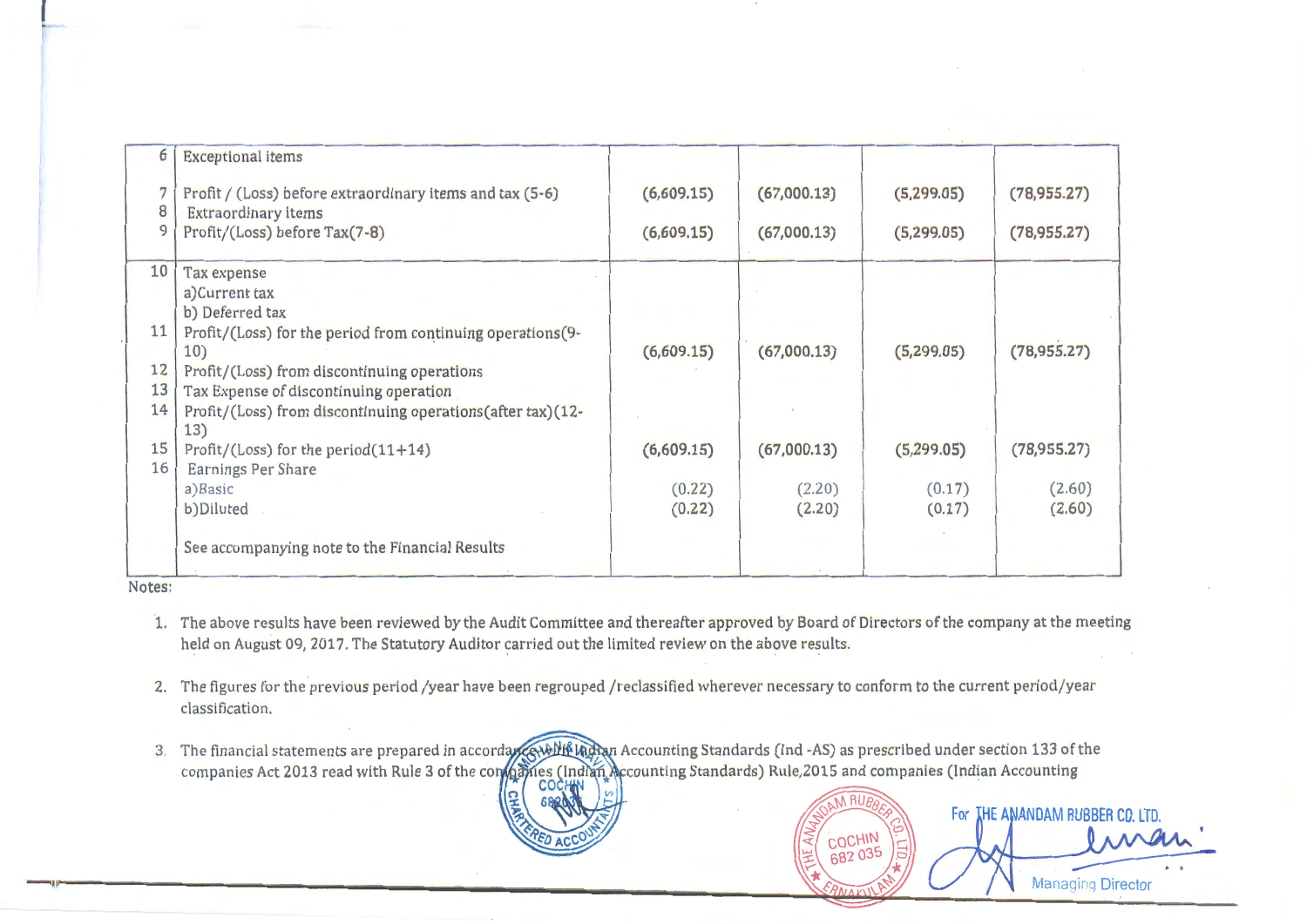| | | | | | |
|---|---|---|---|---|---|
| 6 | Exceptional items | | | | |
| 7 | Profit / (Loss) before extraordinary items and tax (5-6) | (6,609.15) | (67,000.13) | (5,299.05) | (78,955.27) |
| 8 | Extraordinary items | | | | |
| 9 | Profit/(Loss) before Tax(7-8) | (6,609.15) | (67,000.13) | (5,299.05) | (78,955.27) |
| 10 | Tax expense | | | | |
| | a)Current tax | | | | |
| | b) Deferred tax | | | | |
| 11 | Profit/(Loss) for the period from continuing operations(9-10) | (6,609.15) | (67,000.13) | (5,299.05) | (78,955.27) |
| 12 | Profit/(Loss) from discontinuing operations | | | | |
| 13 | Tax Expense of discontinuing operation | | | | |
| 14 | Profit/(Loss) from discontinuing operations(after tax)(12-13) | | | | |
| 15 | Profit/(Loss) for the period(11+14) | (6,609.15) | (67,000.13) | (5,299.05) | (78,955.27) |
| 16 | Earnings Per Share | | | | |
| | a)Basic | (0.22) | (2.20) | (0.17) | (2.60) |
| | b)Diluted | (0.22) | (2.20) | (0.17) | (2.60) |
| | See accompanying note to the Financial Results | | | | |

Notes:

1. The above results have been reviewed by the Audit Committee and thereafter approved by Board of Directors of the company at the meeting held on August 09, 2017. The Statutory Auditor carried out the limited review on the above results.

2. The figures for the previous period /year have been regrouped /reclassified wherever necessary to conform to the current period/year classification.

3. The financial statements are prepared in accordance with Indian Accounting Standards (Ind -AS) as prescribed under section 133 of the companies Act 2013 read with Rule 3 of the companies (Indian Accounting Standards) Rule,2015 and companies (Indian Accounting

For THE ANANDAM RUBBER CO. LTD.

Managing Director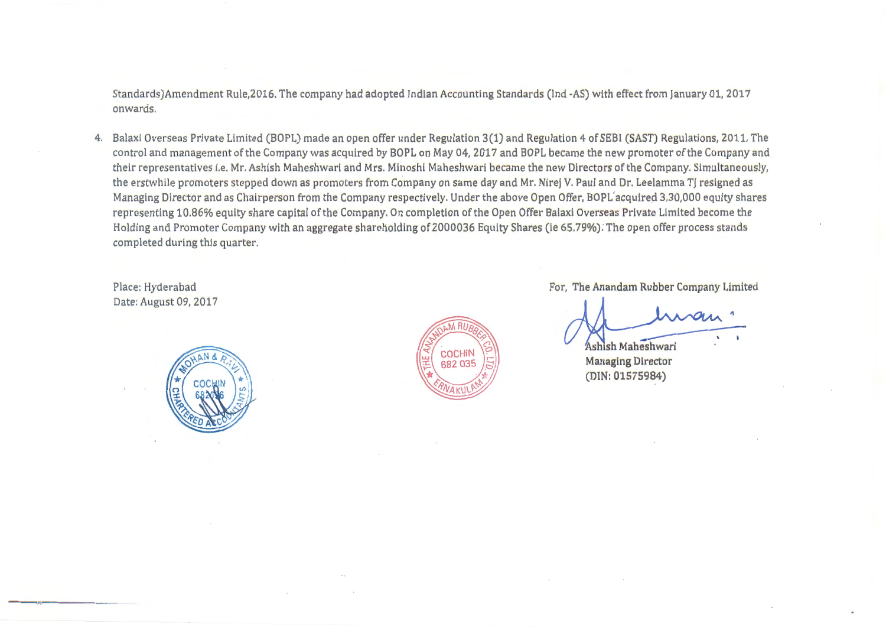Standards)Amendment Rule,2016. The company had adopted Indian Accounting Standards (Ind -AS) with effect from January 01, 2017 onwards.

4. Balaxi Overseas Private Limited (BOPL) made an open offer under Regulation 3(1) and Regulation 4 of SEBI (SAST) Regulations, 2011. The control and management of the Company was acquired by BOPL on May 04, 2017 and BOPL became the new promoter of the Company and their representatives i.e. Mr. Ashish Maheshwari and Mrs. Minoshi Maheshwari became the new Directors of the Company. Simultaneously, the erstwhile promoters stepped down as promoters from Company on same day and Mr. Nirej V. Paul and Dr. Leelamma TJ resigned as Managing Director and as Chairperson from the Company respectively. Under the above Open Offer, BOPL acquired 3,30,000 equity shares representing 10.86% equity share capital of the Company. On completion of the Open Offer Balaxi Overseas Private Limited become the Holding and Promoter Company with an aggregate shareholding of 2000036 Equity Shares (ie 65.79%). The open offer process stands completed during this quarter.

Place: Hyderabad
Date: August 09, 2017

For, The Anandam Rubber Company Limited

Ashish Maheshwari
Managing Director
(DIN: 01575984)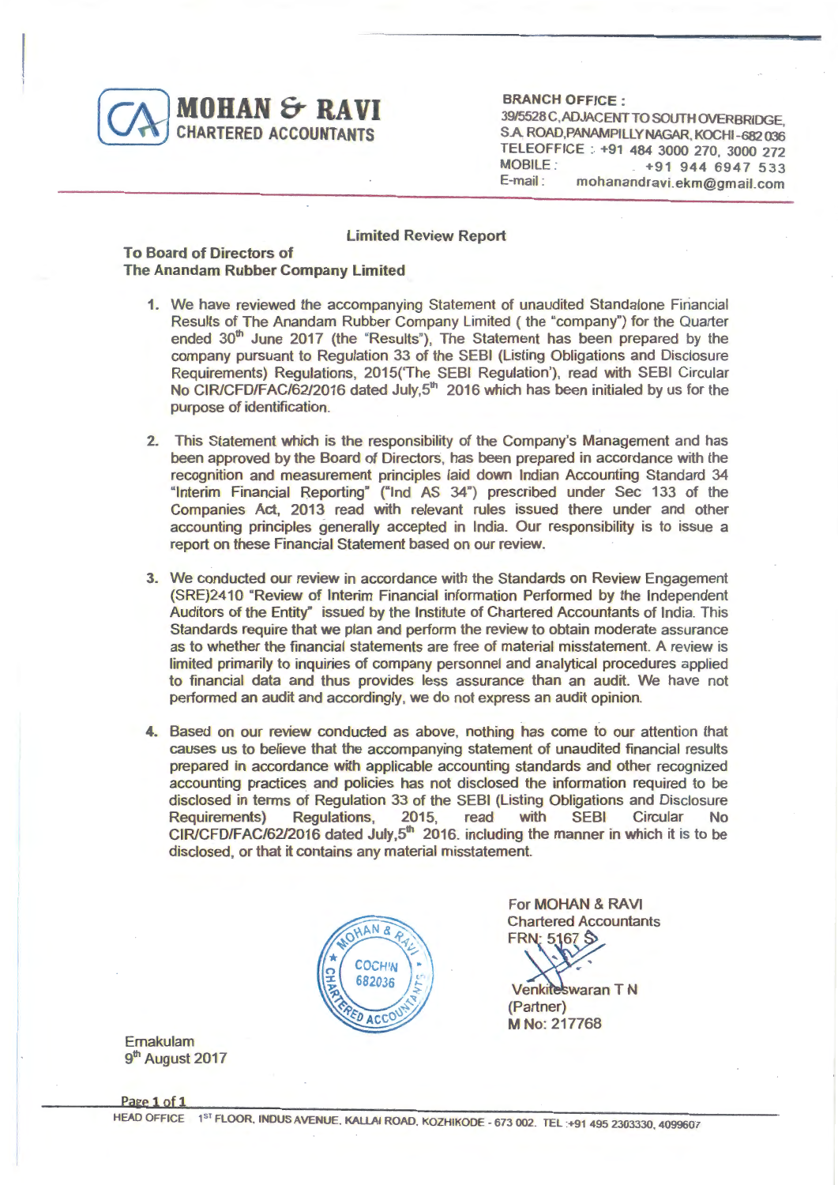**MOHAN & RAVI**
**CHARTERED ACCOUNTANTS**

**BRANCH OFFICE :**
39/5528 C, ADJACENT TO SOUTH OVERBRIDGE,
S.A. ROAD, PANAMPILLY NAGAR, KOCHI - 682 036
TELEOFFICE : +91 484 3000 270, 3000 272
MOBILE : +91 944 6947 533
E-mail : mohanandravi.ekm@gmail.com

**Limited Review Report**

**To Board of Directors of**
**The Anandam Rubber Company Limited**

1. We have reviewed the accompanying Statement of unaudited Standalone Financial Results of The Anandam Rubber Company Limited ( the "company") for the Quarter ended 30th June 2017 (the "Results"), The Statement has been prepared by the company pursuant to Regulation 33 of the SEBI (Listing Obligations and Disclosure Requirements) Regulations, 2015('The SEBI Regulation'), read with SEBI Circular No CIR/CFD/FAC/62/2016 dated July,5th 2016 which has been initialed by us for the purpose of identification.

2. This Statement which is the responsibility of the Company's Management and has been approved by the Board of Directors, has been prepared in accordance with the recognition and measurement principles laid down Indian Accounting Standard 34 "Interim Financial Reporting" ("Ind AS 34") prescribed under Sec 133 of the Companies Act, 2013 read with relevant rules issued there under and other accounting principles generally accepted in India. Our responsibility is to issue a report on these Financial Statement based on our review.

3. We conducted our review in accordance with the Standards on Review Engagement (SRE)2410 "Review of Interim Financial information Performed by the Independent Auditors of the Entity" issued by the Institute of Chartered Accountants of India. This Standards require that we plan and perform the review to obtain moderate assurance as to whether the financial statements are free of material misstatement. A review is limited primarily to inquiries of company personnel and analytical procedures applied to financial data and thus provides less assurance than an audit. We have not performed an audit and accordingly, we do not express an audit opinion.

4. Based on our review conducted as above, nothing has come to our attention that causes us to believe that the accompanying statement of unaudited financial results prepared in accordance with applicable accounting standards and other recognized accounting practices and policies has not disclosed the information required to be disclosed in terms of Regulation 33 of the SEBI (Listing Obligations and Disclosure Requirements) Regulations, 2015, read with SEBI Circular No CIR/CFD/FAC/62/2016 dated July,5th 2016. including the manner in which it is to be disclosed, or that it contains any material misstatement.

For MOHAN & RAVI
Chartered Accountants
FRN: 5167 S

Venkiteswaran T N
(Partner)
M No: 217768

Ernakulam
9th August 2017

HEAD OFFICE 1ST FLOOR, INDUS AVENUE, KALLAI ROAD, KOZHIKODE - 673 002. TEL :+91 495 2303330, 4099607